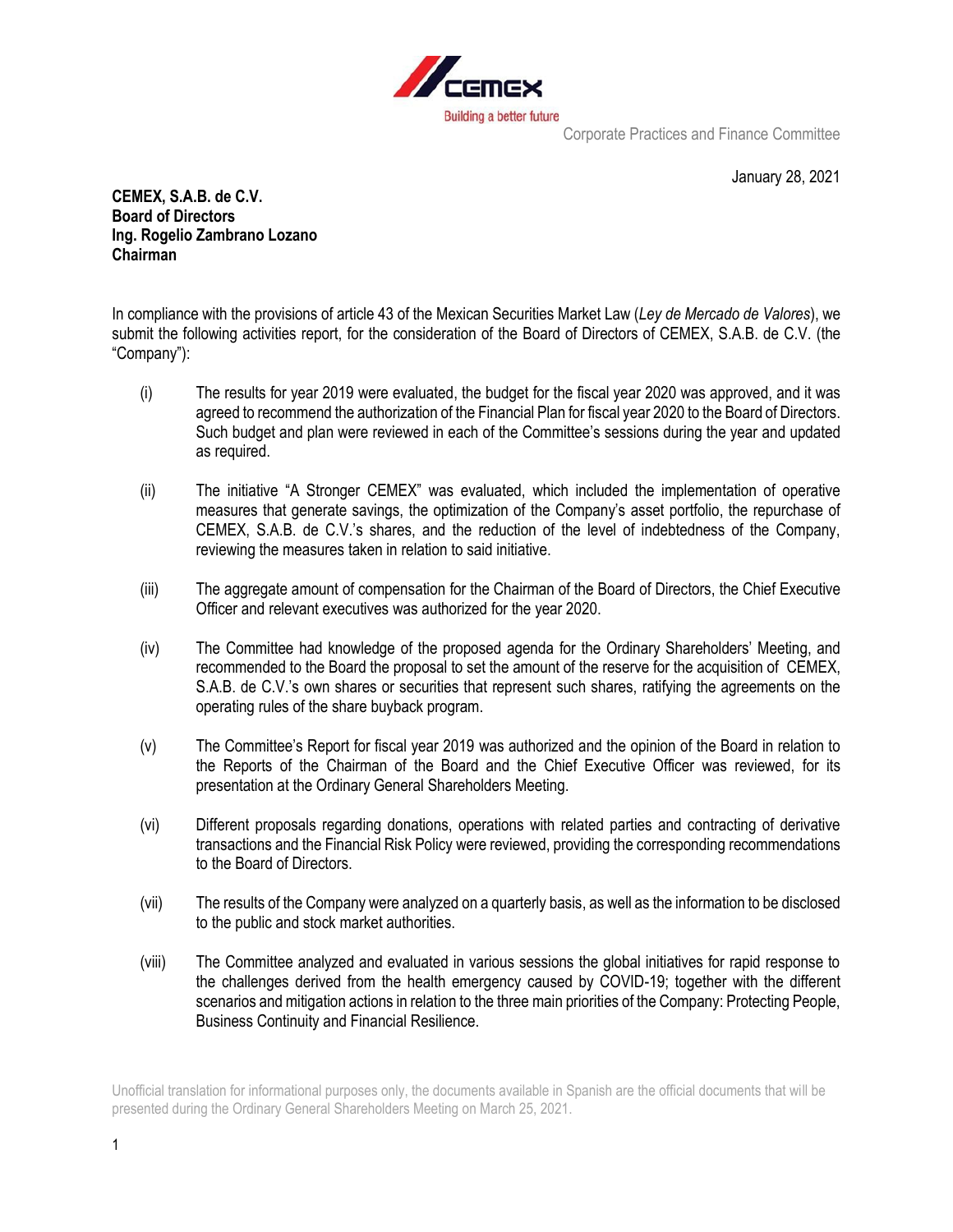Corporate Practices and Finance Committee

January 28, 2021

**CEMEX, S.A.B. de C.V.**
**Board of Directors**
**Ing. Rogelio Zambrano Lozano**
**Chairman**

In compliance with the provisions of article 43 of the Mexican Securities Market Law (*Ley de Mercado de Valores*), we submit the following activities report, for the consideration of the Board of Directors of CEMEX, S.A.B. de C.V. (the "Company"):

(i) The results for year 2019 were evaluated, the budget for the fiscal year 2020 was approved, and it was agreed to recommend the authorization of the Financial Plan for fiscal year 2020 to the Board of Directors. Such budget and plan were reviewed in each of the Committee's sessions during the year and updated as required.

(ii) The initiative "A Stronger CEMEX" was evaluated, which included the implementation of operative measures that generate savings, the optimization of the Company's asset portfolio, the repurchase of CEMEX, S.A.B. de C.V.'s shares, and the reduction of the level of indebtedness of the Company, reviewing the measures taken in relation to said initiative.

(iii) The aggregate amount of compensation for the Chairman of the Board of Directors, the Chief Executive Officer and relevant executives was authorized for the year 2020.

(iv) The Committee had knowledge of the proposed agenda for the Ordinary Shareholders' Meeting, and recommended to the Board the proposal to set the amount of the reserve for the acquisition of CEMEX, S.A.B. de C.V.'s own shares or securities that represent such shares, ratifying the agreements on the operating rules of the share buyback program.

(v) The Committee's Report for fiscal year 2019 was authorized and the opinion of the Board in relation to the Reports of the Chairman of the Board and the Chief Executive Officer was reviewed, for its presentation at the Ordinary General Shareholders Meeting.

(vi) Different proposals regarding donations, operations with related parties and contracting of derivative transactions and the Financial Risk Policy were reviewed, providing the corresponding recommendations to the Board of Directors.

(vii) The results of the Company were analyzed on a quarterly basis, as well as the information to be disclosed to the public and stock market authorities.

(viii) The Committee analyzed and evaluated in various sessions the global initiatives for rapid response to the challenges derived from the health emergency caused by COVID-19; together with the different scenarios and mitigation actions in relation to the three main priorities of the Company: Protecting People, Business Continuity and Financial Resilience.

Unofficial translation for informational purposes only, the documents available in Spanish are the official documents that will be presented during the Ordinary General Shareholders Meeting on March 25, 2021.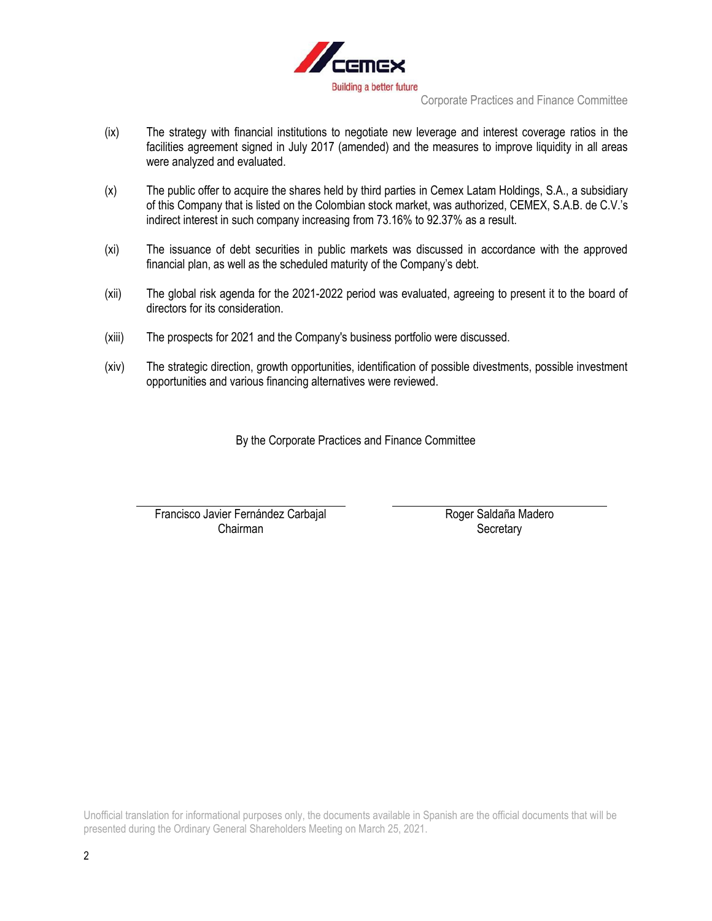(ix) The strategy with financial institutions to negotiate new leverage and interest coverage ratios in the facilities agreement signed in July 2017 (amended) and the measures to improve liquidity in all areas were analyzed and evaluated.

(x) The public offer to acquire the shares held by third parties in Cemex Latam Holdings, S.A., a subsidiary of this Company that is listed on the Colombian stock market, was authorized, CEMEX, S.A.B. de C.V.'s indirect interest in such company increasing from 73.16% to 92.37% as a result.

(xi) The issuance of debt securities in public markets was discussed in accordance with the approved financial plan, as well as the scheduled maturity of the Company's debt.

(xii) The global risk agenda for the 2021-2022 period was evaluated, agreeing to present it to the board of directors for its consideration.

(xiii) The prospects for 2021 and the Company's business portfolio were discussed.

(xiv) The strategic direction, growth opportunities, identification of possible divestments, possible investment opportunities and various financing alternatives were reviewed.

By the Corporate Practices and Finance Committee

| Francisco Javier Fernández Carbajal<br>Chairman | Roger Saldaña Madero<br>Secretary |
|---|---|

Unofficial translation for informational purposes only, the documents available in Spanish are the official documents that will be presented during the Ordinary General Shareholders Meeting on March 25, 2021.